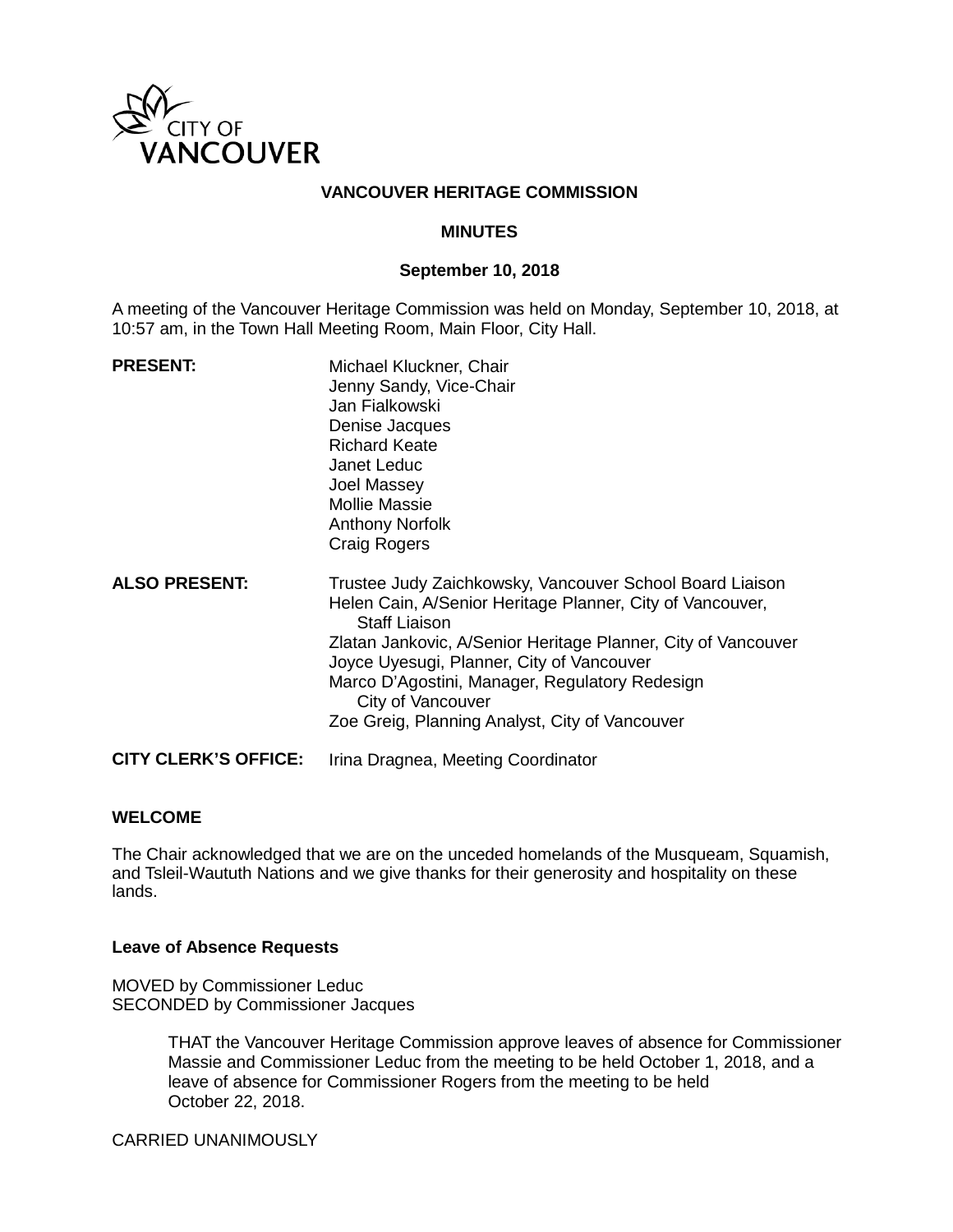CITY OF VANCOUVER

# VANCOUVER HERITAGE COMMISSION

## MINUTES

### September 10, 2018

A meeting of the Vancouver Heritage Commission was held on Monday, September 10, 2018, at 10:57 am, in the Town Hall Meeting Room, Main Floor, City Hall.

**PRESENT:**

Michael Kluckner, Chair
Jenny Sandy, Vice-Chair
Jan Fialkowski
Denise Jacques
Richard Keate
Janet Leduc
Joel Massey
Mollie Massie
Anthony Norfolk
Craig Rogers

**ALSO PRESENT:**

Trustee Judy Zaichkowsky, Vancouver School Board Liaison
Helen Cain, A/Senior Heritage Planner, City of Vancouver, Staff Liaison
Zlatan Jankovic, A/Senior Heritage Planner, City of Vancouver
Joyce Uyesugi, Planner, City of Vancouver
Marco D'Agostini, Manager, Regulatory Redesign City of Vancouver
Zoe Greig, Planning Analyst, City of Vancouver

**CITY CLERK'S OFFICE:**

Irina Dragnea, Meeting Coordinator

**WELCOME**

The Chair acknowledged that we are on the unceded homelands of the Musqueam, Squamish, and Tsleil-Waututh Nations and we give thanks for their generosity and hospitality on these lands.

**Leave of Absence Requests**

MOVED by Commissioner Leduc
SECONDED by Commissioner Jacques

> THAT the Vancouver Heritage Commission approve leaves of absence for Commissioner Massie and Commissioner Leduc from the meeting to be held October 1, 2018, and a leave of absence for Commissioner Rogers from the meeting to be held October 22, 2018.

CARRIED UNANIMOUSLY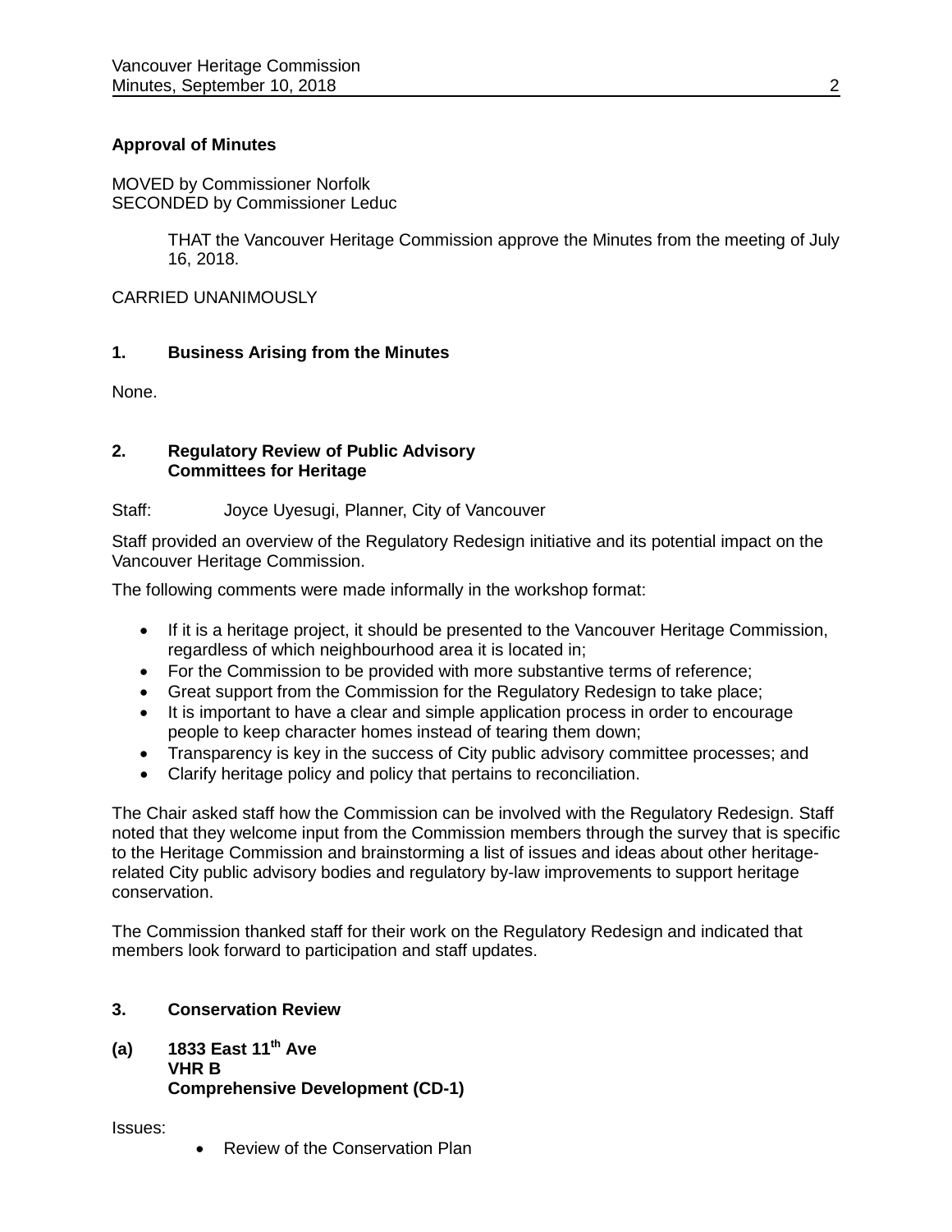**Approval of Minutes**

MOVED by Commissioner Norfolk
SECONDED by Commissioner Leduc

> THAT the Vancouver Heritage Commission approve the Minutes from the meeting of July 16, 2018.

CARRIED UNANIMOUSLY

**1. Business Arising from the Minutes**

None.

**2. Regulatory Review of Public Advisory Committees for Heritage**

Staff: Joyce Uyesugi, Planner, City of Vancouver

Staff provided an overview of the Regulatory Redesign initiative and its potential impact on the Vancouver Heritage Commission.

The following comments were made informally in the workshop format:

- If it is a heritage project, it should be presented to the Vancouver Heritage Commission, regardless of which neighbourhood area it is located in;
- For the Commission to be provided with more substantive terms of reference;
- Great support from the Commission for the Regulatory Redesign to take place;
- It is important to have a clear and simple application process in order to encourage people to keep character homes instead of tearing them down;
- Transparency is key in the success of City public advisory committee processes; and
- Clarify heritage policy and policy that pertains to reconciliation.

The Chair asked staff how the Commission can be involved with the Regulatory Redesign. Staff noted that they welcome input from the Commission members through the survey that is specific to the Heritage Commission and brainstorming a list of issues and ideas about other heritage-related City public advisory bodies and regulatory by-law improvements to support heritage conservation.

The Commission thanked staff for their work on the Regulatory Redesign and indicated that members look forward to participation and staff updates.

**3. Conservation Review**

**(a) 1833 East 11th Ave**
**VHR B**
**Comprehensive Development (CD-1)**

Issues:

- Review of the Conservation Plan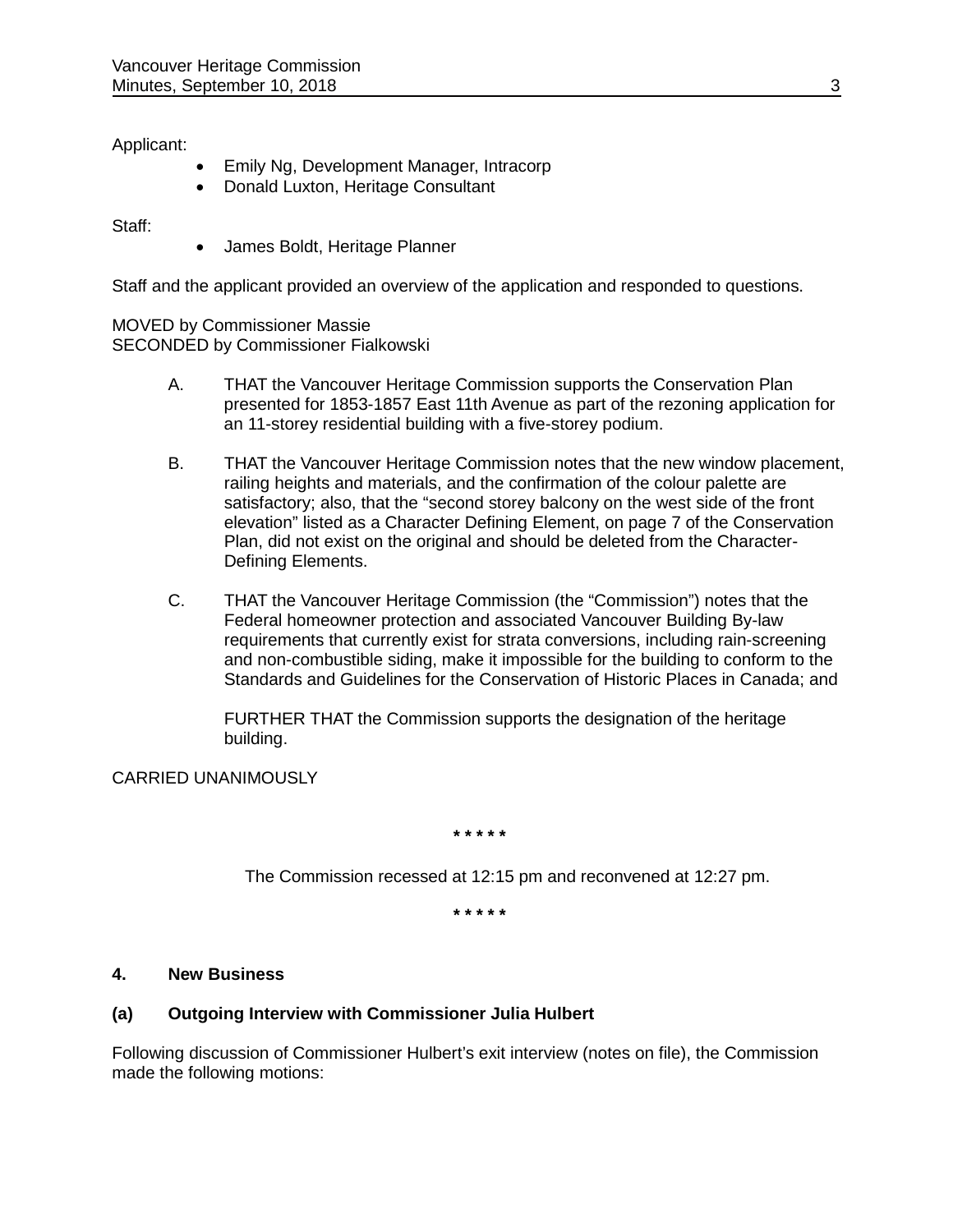Applicant:

- Emily Ng, Development Manager, Intracorp
- Donald Luxton, Heritage Consultant

Staff:

- James Boldt, Heritage Planner

Staff and the applicant provided an overview of the application and responded to questions.

MOVED by Commissioner Massie
SECONDED by Commissioner Fialkowski

A. THAT the Vancouver Heritage Commission supports the Conservation Plan presented for 1853-1857 East 11th Avenue as part of the rezoning application for an 11-storey residential building with a five-storey podium.

B. THAT the Vancouver Heritage Commission notes that the new window placement, railing heights and materials, and the confirmation of the colour palette are satisfactory; also, that the "second storey balcony on the west side of the front elevation" listed as a Character Defining Element, on page 7 of the Conservation Plan, did not exist on the original and should be deleted from the Character-Defining Elements.

C. THAT the Vancouver Heritage Commission (the "Commission") notes that the Federal homeowner protection and associated Vancouver Building By-law requirements that currently exist for strata conversions, including rain-screening and non-combustible siding, make it impossible for the building to conform to the Standards and Guidelines for the Conservation of Historic Places in Canada; and

FURTHER THAT the Commission supports the designation of the heritage building.

CARRIED UNANIMOUSLY

\* \* \* \* \*

The Commission recessed at 12:15 pm and reconvened at 12:27 pm.

\* \* \* \* \*

**4. New Business**

**(a) Outgoing Interview with Commissioner Julia Hulbert**

Following discussion of Commissioner Hulbert's exit interview (notes on file), the Commission made the following motions: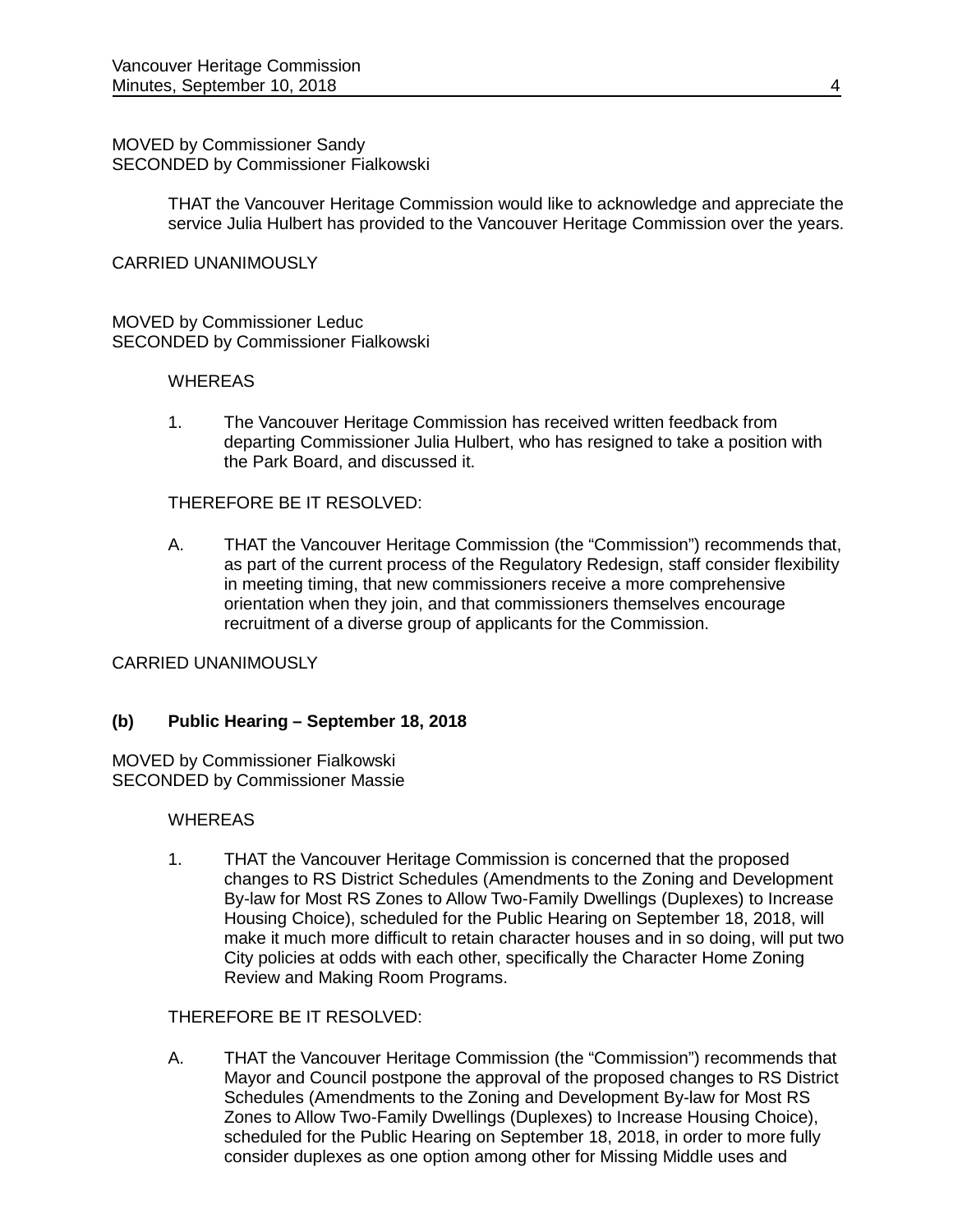MOVED by Commissioner Sandy
SECONDED by Commissioner Fialkowski

> THAT the Vancouver Heritage Commission would like to acknowledge and appreciate the service Julia Hulbert has provided to the Vancouver Heritage Commission over the years.

CARRIED UNANIMOUSLY

MOVED by Commissioner Leduc
SECONDED by Commissioner Fialkowski

> WHEREAS
>
> 1. The Vancouver Heritage Commission has received written feedback from departing Commissioner Julia Hulbert, who has resigned to take a position with the Park Board, and discussed it.
>
> THEREFORE BE IT RESOLVED:
>
> A. THAT the Vancouver Heritage Commission (the "Commission") recommends that, as part of the current process of the Regulatory Redesign, staff consider flexibility in meeting timing, that new commissioners receive a more comprehensive orientation when they join, and that commissioners themselves encourage recruitment of a diverse group of applicants for the Commission.

CARRIED UNANIMOUSLY

### (b) Public Hearing – September 18, 2018

MOVED by Commissioner Fialkowski
SECONDED by Commissioner Massie

> WHEREAS
>
> 1. THAT the Vancouver Heritage Commission is concerned that the proposed changes to RS District Schedules (Amendments to the Zoning and Development By-law for Most RS Zones to Allow Two-Family Dwellings (Duplexes) to Increase Housing Choice), scheduled for the Public Hearing on September 18, 2018, will make it much more difficult to retain character houses and in so doing, will put two City policies at odds with each other, specifically the Character Home Zoning Review and Making Room Programs.
>
> THEREFORE BE IT RESOLVED:
>
> A. THAT the Vancouver Heritage Commission (the "Commission") recommends that Mayor and Council postpone the approval of the proposed changes to RS District Schedules (Amendments to the Zoning and Development By-law for Most RS Zones to Allow Two-Family Dwellings (Duplexes) to Increase Housing Choice), scheduled for the Public Hearing on September 18, 2018, in order to more fully consider duplexes as one option among other for Missing Middle uses and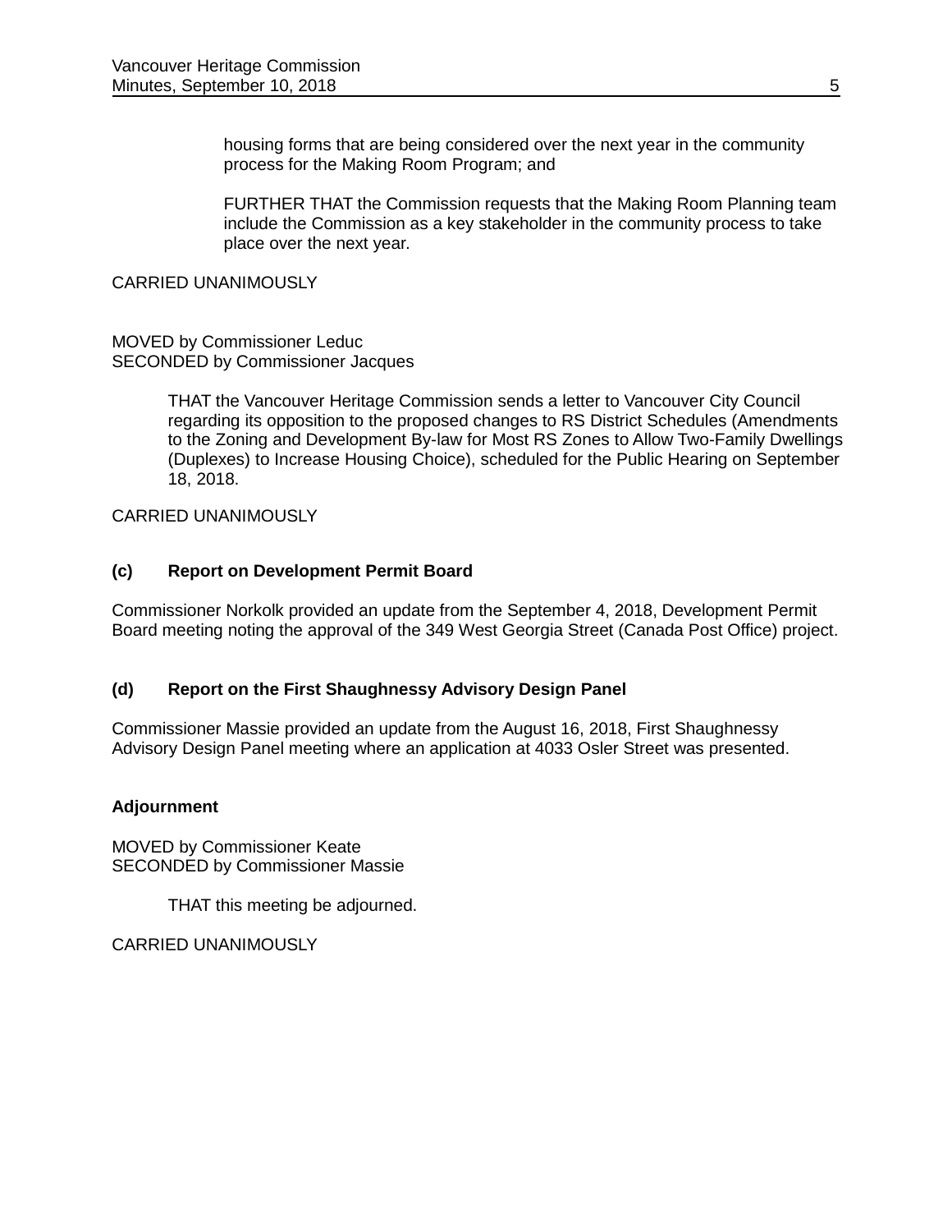housing forms that are being considered over the next year in the community process for the Making Room Program; and

FURTHER THAT the Commission requests that the Making Room Planning team include the Commission as a key stakeholder in the community process to take place over the next year.

CARRIED UNANIMOUSLY

MOVED by Commissioner Leduc
SECONDED by Commissioner Jacques

THAT the Vancouver Heritage Commission sends a letter to Vancouver City Council regarding its opposition to the proposed changes to RS District Schedules (Amendments to the Zoning and Development By-law for Most RS Zones to Allow Two-Family Dwellings (Duplexes) to Increase Housing Choice), scheduled for the Public Hearing on September 18, 2018.

CARRIED UNANIMOUSLY

**(c) Report on Development Permit Board**

Commissioner Norkolk provided an update from the September 4, 2018, Development Permit Board meeting noting the approval of the 349 West Georgia Street (Canada Post Office) project.

**(d) Report on the First Shaughnessy Advisory Design Panel**

Commissioner Massie provided an update from the August 16, 2018, First Shaughnessy Advisory Design Panel meeting where an application at 4033 Osler Street was presented.

**Adjournment**

MOVED by Commissioner Keate
SECONDED by Commissioner Massie

THAT this meeting be adjourned.

CARRIED UNANIMOUSLY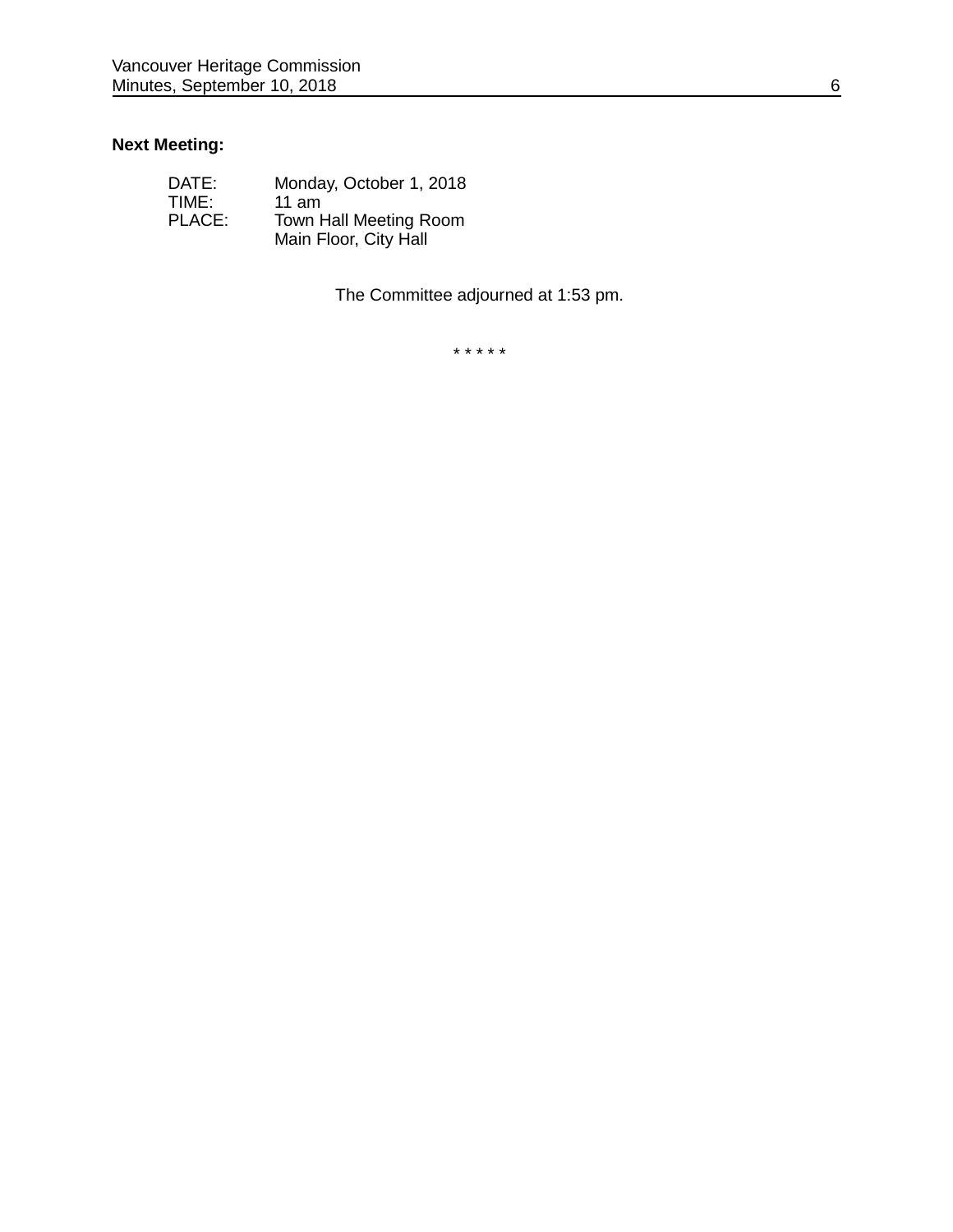**Next Meeting:**

DATE: Monday, October 1, 2018
TIME: 11 am
PLACE: Town Hall Meeting Room
Main Floor, City Hall

The Committee adjourned at 1:53 pm.

* * * * *